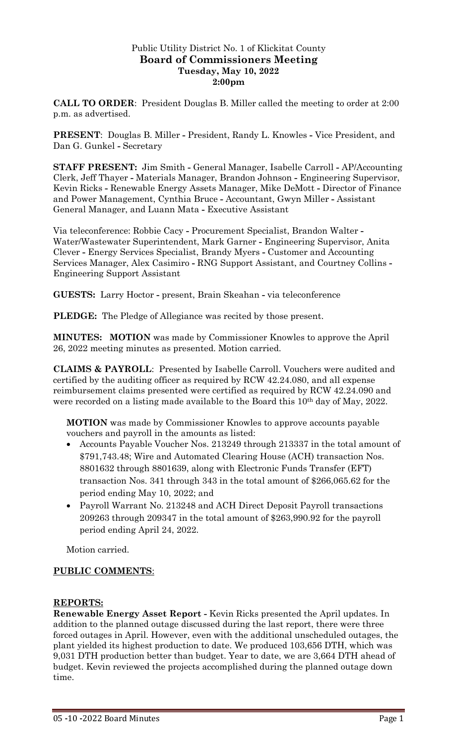Public Utility District No. 1 of Klickitat County
**Board of Commissioners Meeting**
**Tuesday, May 10, 2022**
**2:00pm**

**CALL TO ORDER**: President Douglas B. Miller called the meeting to order at 2:00 p.m. as advertised.

**PRESENT**: Douglas B. Miller - President, Randy L. Knowles - Vice President, and Dan G. Gunkel - Secretary

**STAFF PRESENT:** Jim Smith - General Manager, Isabelle Carroll - AP/Accounting Clerk, Jeff Thayer - Materials Manager, Brandon Johnson - Engineering Supervisor, Kevin Ricks - Renewable Energy Assets Manager, Mike DeMott - Director of Finance and Power Management, Cynthia Bruce - Accountant, Gwyn Miller - Assistant General Manager, and Luann Mata - Executive Assistant

Via teleconference: Robbie Cacy - Procurement Specialist, Brandon Walter - Water/Wastewater Superintendent, Mark Garner - Engineering Supervisor, Anita Clever - Energy Services Specialist, Brandy Myers - Customer and Accounting Services Manager, Alex Casimiro - RNG Support Assistant, and Courtney Collins - Engineering Support Assistant

**GUESTS:** Larry Hoctor - present, Brain Skeahan - via teleconference

**PLEDGE:** The Pledge of Allegiance was recited by those present.

**MINUTES: MOTION** was made by Commissioner Knowles to approve the April 26, 2022 meeting minutes as presented. Motion carried.

**CLAIMS & PAYROLL**: Presented by Isabelle Carroll. Vouchers were audited and certified by the auditing officer as required by RCW 42.24.080, and all expense reimbursement claims presented were certified as required by RCW 42.24.090 and were recorded on a listing made available to the Board this 10th day of May, 2022.

**MOTION** was made by Commissioner Knowles to approve accounts payable vouchers and payroll in the amounts as listed:

- Accounts Payable Voucher Nos. 213249 through 213337 in the total amount of $791,743.48; Wire and Automated Clearing House (ACH) transaction Nos. 8801632 through 8801639, along with Electronic Funds Transfer (EFT) transaction Nos. 341 through 343 in the total amount of $266,065.62 for the period ending May 10, 2022; and
- Payroll Warrant No. 213248 and ACH Direct Deposit Payroll transactions 209263 through 209347 in the total amount of $263,990.92 for the payroll period ending April 24, 2022.

Motion carried.

**PUBLIC COMMENTS**:

**REPORTS:**

**Renewable Energy Asset Report** - Kevin Ricks presented the April updates. In addition to the planned outage discussed during the last report, there were three forced outages in April. However, even with the additional unscheduled outages, the plant yielded its highest production to date. We produced 103,656 DTH, which was 9,031 DTH production better than budget. Year to date, we are 3,664 DTH ahead of budget. Kevin reviewed the projects accomplished during the planned outage down time.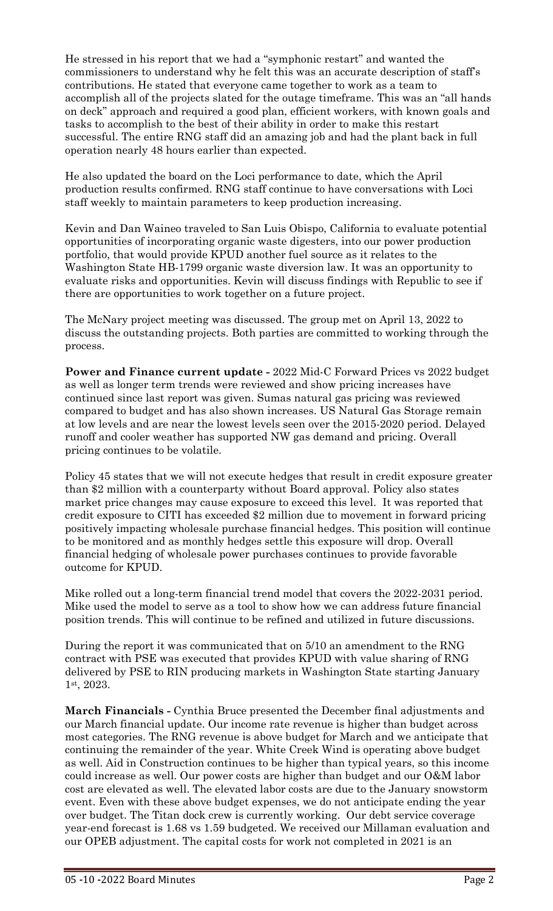He stressed in his report that we had a "symphonic restart" and wanted the commissioners to understand why he felt this was an accurate description of staff's contributions. He stated that everyone came together to work as a team to accomplish all of the projects slated for the outage timeframe. This was an "all hands on deck" approach and required a good plan, efficient workers, with known goals and tasks to accomplish to the best of their ability in order to make this restart successful. The entire RNG staff did an amazing job and had the plant back in full operation nearly 48 hours earlier than expected.

He also updated the board on the Loci performance to date, which the April production results confirmed. RNG staff continue to have conversations with Loci staff weekly to maintain parameters to keep production increasing.

Kevin and Dan Waineo traveled to San Luis Obispo, California to evaluate potential opportunities of incorporating organic waste digesters, into our power production portfolio, that would provide KPUD another fuel source as it relates to the Washington State HB-1799 organic waste diversion law. It was an opportunity to evaluate risks and opportunities. Kevin will discuss findings with Republic to see if there are opportunities to work together on a future project.

The McNary project meeting was discussed. The group met on April 13, 2022 to discuss the outstanding projects. Both parties are committed to working through the process.

**Power and Finance current update -** 2022 Mid-C Forward Prices vs 2022 budget as well as longer term trends were reviewed and show pricing increases have continued since last report was given. Sumas natural gas pricing was reviewed compared to budget and has also shown increases. US Natural Gas Storage remain at low levels and are near the lowest levels seen over the 2015-2020 period. Delayed runoff and cooler weather has supported NW gas demand and pricing. Overall pricing continues to be volatile.

Policy 45 states that we will not execute hedges that result in credit exposure greater than $2 million with a counterparty without Board approval. Policy also states market price changes may cause exposure to exceed this level. It was reported that credit exposure to CITI has exceeded $2 million due to movement in forward pricing positively impacting wholesale purchase financial hedges. This position will continue to be monitored and as monthly hedges settle this exposure will drop. Overall financial hedging of wholesale power purchases continues to provide favorable outcome for KPUD.

Mike rolled out a long-term financial trend model that covers the 2022-2031 period. Mike used the model to serve as a tool to show how we can address future financial position trends. This will continue to be refined and utilized in future discussions.

During the report it was communicated that on 5/10 an amendment to the RNG contract with PSE was executed that provides KPUD with value sharing of RNG delivered by PSE to RIN producing markets in Washington State starting January 1st, 2023.

**March Financials -** Cynthia Bruce presented the December final adjustments and our March financial update. Our income rate revenue is higher than budget across most categories. The RNG revenue is above budget for March and we anticipate that continuing the remainder of the year. White Creek Wind is operating above budget as well. Aid in Construction continues to be higher than typical years, so this income could increase as well. Our power costs are higher than budget and our O&M labor cost are elevated as well. The elevated labor costs are due to the January snowstorm event. Even with these above budget expenses, we do not anticipate ending the year over budget. The Titan dock crew is currently working. Our debt service coverage year-end forecast is 1.68 vs 1.59 budgeted. We received our Millaman evaluation and our OPEB adjustment. The capital costs for work not completed in 2021 is an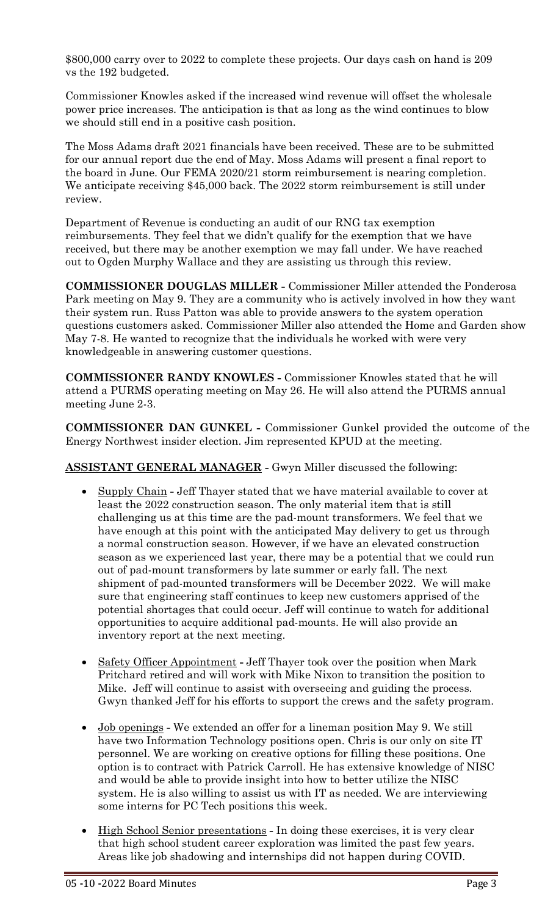$800,000 carry over to 2022 to complete these projects. Our days cash on hand is 209 vs the 192 budgeted.

Commissioner Knowles asked if the increased wind revenue will offset the wholesale power price increases. The anticipation is that as long as the wind continues to blow we should still end in a positive cash position.

The Moss Adams draft 2021 financials have been received. These are to be submitted for our annual report due the end of May. Moss Adams will present a final report to the board in June. Our FEMA 2020/21 storm reimbursement is nearing completion. We anticipate receiving $45,000 back. The 2022 storm reimbursement is still under review.

Department of Revenue is conducting an audit of our RNG tax exemption reimbursements. They feel that we didn't qualify for the exemption that we have received, but there may be another exemption we may fall under. We have reached out to Ogden Murphy Wallace and they are assisting us through this review.

**COMMISSIONER DOUGLAS MILLER -** Commissioner Miller attended the Ponderosa Park meeting on May 9. They are a community who is actively involved in how they want their system run. Russ Patton was able to provide answers to the system operation questions customers asked. Commissioner Miller also attended the Home and Garden show May 7-8. He wanted to recognize that the individuals he worked with were very knowledgeable in answering customer questions.

**COMMISSIONER RANDY KNOWLES -** Commissioner Knowles stated that he will attend a PURMS operating meeting on May 26. He will also attend the PURMS annual meeting June 2-3.

**COMMISSIONER DAN GUNKEL -** Commissioner Gunkel provided the outcome of the Energy Northwest insider election. Jim represented KPUD at the meeting.

**ASSISTANT GENERAL MANAGER -** Gwyn Miller discussed the following:

- Supply Chain - Jeff Thayer stated that we have material available to cover at least the 2022 construction season. The only material item that is still challenging us at this time are the pad-mount transformers. We feel that we have enough at this point with the anticipated May delivery to get us through a normal construction season. However, if we have an elevated construction season as we experienced last year, there may be a potential that we could run out of pad-mount transformers by late summer or early fall. The next shipment of pad-mounted transformers will be December 2022. We will make sure that engineering staff continues to keep new customers apprised of the potential shortages that could occur. Jeff will continue to watch for additional opportunities to acquire additional pad-mounts. He will also provide an inventory report at the next meeting.

- Safety Officer Appointment - Jeff Thayer took over the position when Mark Pritchard retired and will work with Mike Nixon to transition the position to Mike. Jeff will continue to assist with overseeing and guiding the process. Gwyn thanked Jeff for his efforts to support the crews and the safety program.

- Job openings - We extended an offer for a lineman position May 9. We still have two Information Technology positions open. Chris is our only on site IT personnel. We are working on creative options for filling these positions. One option is to contract with Patrick Carroll. He has extensive knowledge of NISC and would be able to provide insight into how to better utilize the NISC system. He is also willing to assist us with IT as needed. We are interviewing some interns for PC Tech positions this week.

- High School Senior presentations - In doing these exercises, it is very clear that high school student career exploration was limited the past few years. Areas like job shadowing and internships did not happen during COVID.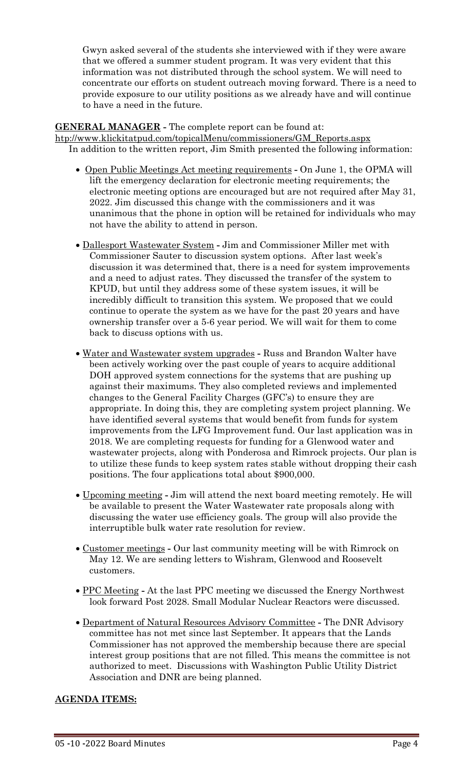Gwyn asked several of the students she interviewed with if they were aware that we offered a summer student program. It was very evident that this information was not distributed through the school system. We will need to concentrate our efforts on student outreach moving forward. There is a need to provide exposure to our utility positions as we already have and will continue to have a need in the future.

**GENERAL MANAGER** - The complete report can be found at: http://www.klickitatpud.com/topicalMenu/commissioners/GM_Reports.aspx

In addition to the written report, Jim Smith presented the following information:

- Open Public Meetings Act meeting requirements - On June 1, the OPMA will lift the emergency declaration for electronic meeting requirements; the electronic meeting options are encouraged but are not required after May 31, 2022. Jim discussed this change with the commissioners and it was unanimous that the phone in option will be retained for individuals who may not have the ability to attend in person.
- Dallesport Wastewater System - Jim and Commissioner Miller met with Commissioner Sauter to discussion system options. After last week's discussion it was determined that, there is a need for system improvements and a need to adjust rates. They discussed the transfer of the system to KPUD, but until they address some of these system issues, it will be incredibly difficult to transition this system. We proposed that we could continue to operate the system as we have for the past 20 years and have ownership transfer over a 5-6 year period. We will wait for them to come back to discuss options with us.
- Water and Wastewater system upgrades - Russ and Brandon Walter have been actively working over the past couple of years to acquire additional DOH approved system connections for the systems that are pushing up against their maximums. They also completed reviews and implemented changes to the General Facility Charges (GFC's) to ensure they are appropriate. In doing this, they are completing system project planning. We have identified several systems that would benefit from funds for system improvements from the LFG Improvement fund. Our last application was in 2018. We are completing requests for funding for a Glenwood water and wastewater projects, along with Ponderosa and Rimrock projects. Our plan is to utilize these funds to keep system rates stable without dropping their cash positions. The four applications total about $900,000.
- Upcoming meeting - Jim will attend the next board meeting remotely. He will be available to present the Water Wastewater rate proposals along with discussing the water use efficiency goals. The group will also provide the interruptible bulk water rate resolution for review.
- Customer meetings - Our last community meeting will be with Rimrock on May 12. We are sending letters to Wishram, Glenwood and Roosevelt customers.
- PPC Meeting - At the last PPC meeting we discussed the Energy Northwest look forward Post 2028. Small Modular Nuclear Reactors were discussed.
- Department of Natural Resources Advisory Committee - The DNR Advisory committee has not met since last September. It appears that the Lands Commissioner has not approved the membership because there are special interest group positions that are not filled. This means the committee is not authorized to meet. Discussions with Washington Public Utility District Association and DNR are being planned.

**AGENDA ITEMS:**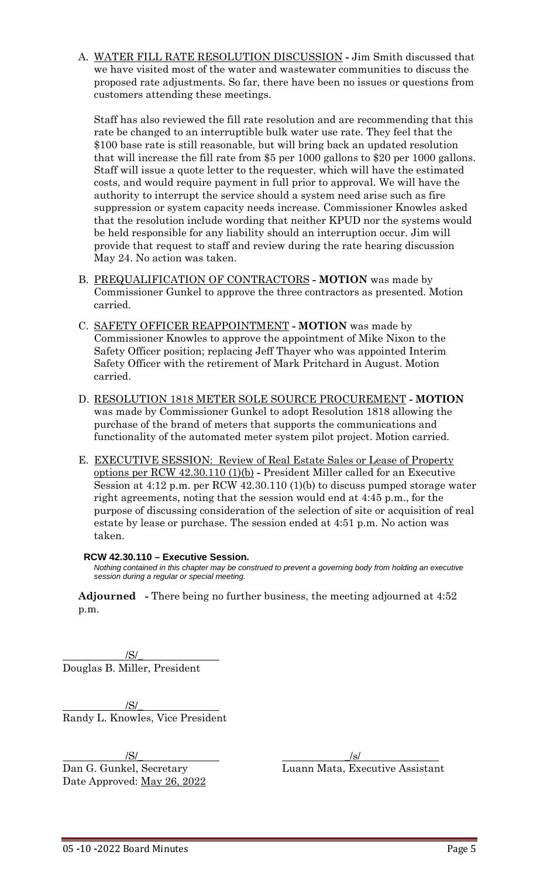A. <u>WATER FILL RATE RESOLUTION DISCUSSION</u> **-** Jim Smith discussed that we have visited most of the water and wastewater communities to discuss the proposed rate adjustments. So far, there have been no issues or questions from customers attending these meetings.

   Staff has also reviewed the fill rate resolution and are recommending that this rate be changed to an interruptible bulk water use rate. They feel that the $100 base rate is still reasonable, but will bring back an updated resolution that will increase the fill rate from $5 per 1000 gallons to $20 per 1000 gallons. Staff will issue a quote letter to the requester, which will have the estimated costs, and would require payment in full prior to approval. We will have the authority to interrupt the service should a system need arise such as fire suppression or system capacity needs increase. Commissioner Knowles asked that the resolution include wording that neither KPUD nor the systems would be held responsible for any liability should an interruption occur. Jim will provide that request to staff and review during the rate hearing discussion May 24. No action was taken.

B. <u>PREQUALIFICATION OF CONTRACTORS</u> **- MOTION** was made by Commissioner Gunkel to approve the three contractors as presented. Motion carried.

C. <u>SAFETY OFFICER REAPPOINTMENT</u> **- MOTION** was made by Commissioner Knowles to approve the appointment of Mike Nixon to the Safety Officer position; replacing Jeff Thayer who was appointed Interim Safety Officer with the retirement of Mark Pritchard in August. Motion carried.

D. <u>RESOLUTION 1818 METER SOLE SOURCE PROCUREMENT</u> **- MOTION** was made by Commissioner Gunkel to adopt Resolution 1818 allowing the purchase of the brand of meters that supports the communications and functionality of the automated meter system pilot project. Motion carried.

E. <u>EXECUTIVE SESSION: Review of Real Estate Sales or Lease of Property options per RCW 42.30.110 (1)(b)</u> **-** President Miller called for an Executive Session at 4:12 p.m. per RCW 42.30.110 (1)(b) to discuss pumped storage water right agreements, noting that the session would end at 4:45 p.m., for the purpose of discussing consideration of the selection of site or acquisition of real estate by lease or purchase. The session ended at 4:51 p.m. No action was taken.

**RCW 42.30.110 – Executive Session.**
*Nothing contained in this chapter may be construed to prevent a governing body from holding an executive session during a regular or special meeting.*

**Adjourned -** There being no further business, the meeting adjourned at 4:52 p.m.

/S/
Douglas B. Miller, President

/S/
Randy L. Knowles, Vice President

/S/
Dan G. Gunkel, Secretary
Date Approved: <u>May 26, 2022</u>

/s/
Luann Mata, Executive Assistant